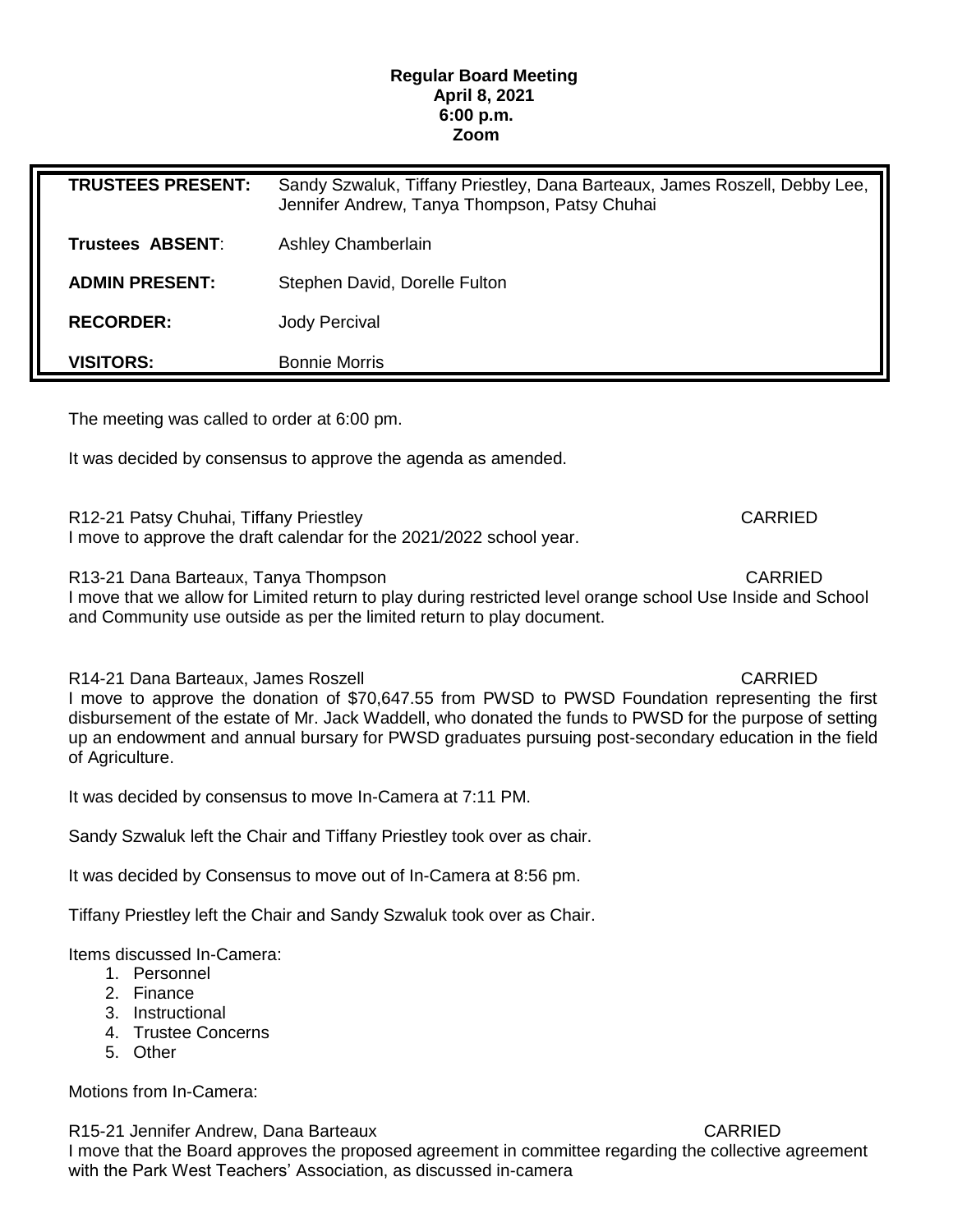**Regular Board Meeting**
**April 8, 2021**
**6:00 p.m.**
**Zoom**

| | |
|---|---|
| **TRUSTEES PRESENT:** | Sandy Szwaluk, Tiffany Priestley, Dana Barteaux, James Roszell, Debby Lee, Jennifer Andrew, Tanya Thompson, Patsy Chuhai |
| **Trustees ABSENT**: | Ashley Chamberlain |
| **ADMIN PRESENT:** | Stephen David, Dorelle Fulton |
| **RECORDER:** | Jody Percival |
| **VISITORS:** | Bonnie Morris |

The meeting was called to order at 6:00 pm.

It was decided by consensus to approve the agenda as amended.

R12-21 Patsy Chuhai, Tiffany Priestley CARRIED
I move to approve the draft calendar for the 2021/2022 school year.

R13-21 Dana Barteaux, Tanya Thompson CARRIED
I move that we allow for Limited return to play during restricted level orange school Use Inside and School and Community use outside as per the limited return to play document.

R14-21 Dana Barteaux, James Roszell CARRIED
I move to approve the donation of $70,647.55 from PWSD to PWSD Foundation representing the first disbursement of the estate of Mr. Jack Waddell, who donated the funds to PWSD for the purpose of setting up an endowment and annual bursary for PWSD graduates pursuing post-secondary education in the field of Agriculture.

It was decided by consensus to move In-Camera at 7:11 PM.

Sandy Szwaluk left the Chair and Tiffany Priestley took over as chair.

It was decided by Consensus to move out of In-Camera at 8:56 pm.

Tiffany Priestley left the Chair and Sandy Szwaluk took over as Chair.

Items discussed In-Camera:

1. Personnel
2. Finance
3. Instructional
4. Trustee Concerns
5. Other

Motions from In-Camera:

R15-21 Jennifer Andrew, Dana Barteaux CARRIED
I move that the Board approves the proposed agreement in committee regarding the collective agreement with the Park West Teachers' Association, as discussed in-camera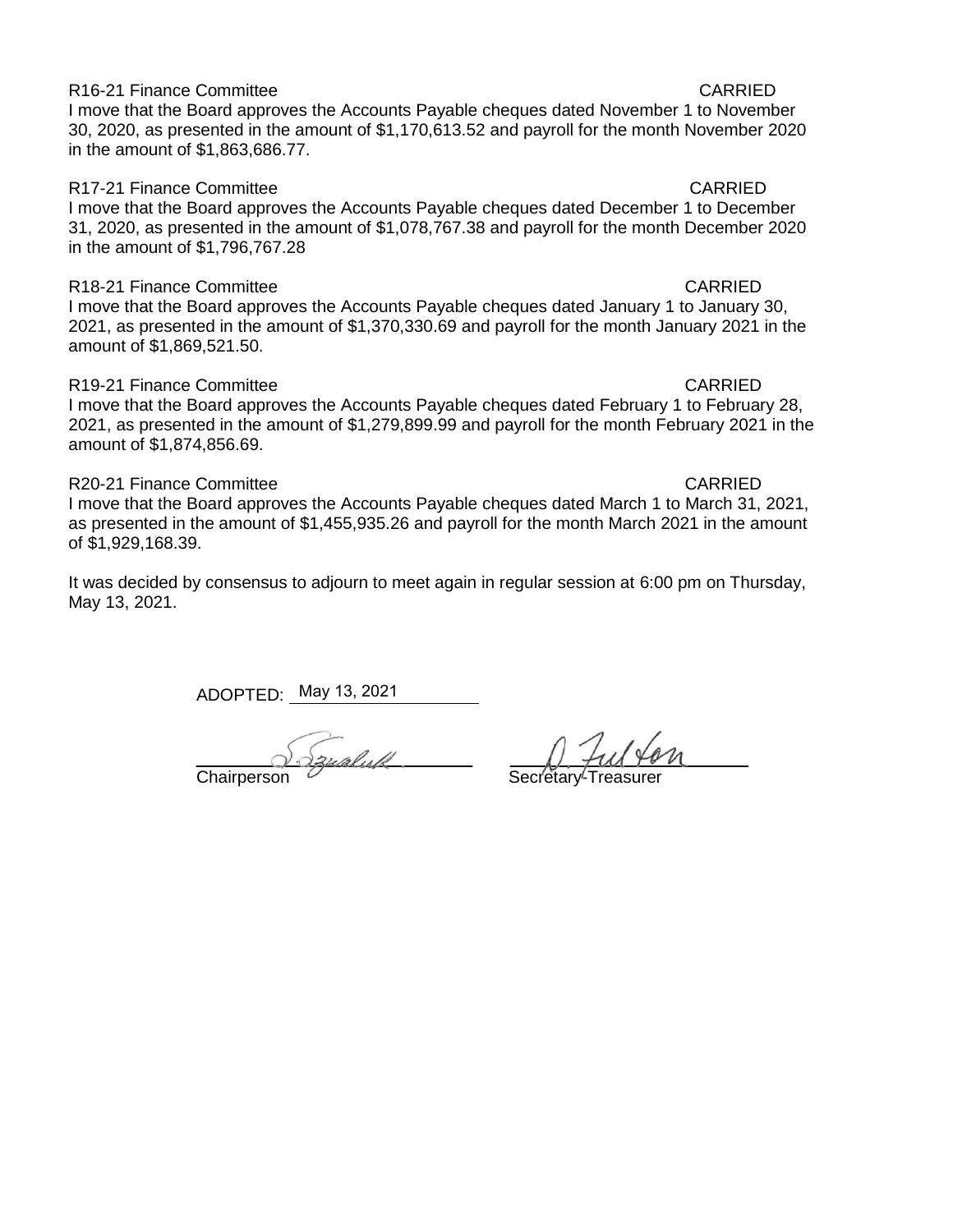R16-21 Finance Committee CARRIED

I move that the Board approves the Accounts Payable cheques dated November 1 to November 30, 2020, as presented in the amount of $1,170,613.52 and payroll for the month November 2020 in the amount of $1,863,686.77.

R17-21 Finance Committee CARRIED

I move that the Board approves the Accounts Payable cheques dated December 1 to December 31, 2020, as presented in the amount of $1,078,767.38 and payroll for the month December 2020 in the amount of $1,796,767.28

R18-21 Finance Committee CARRIED

I move that the Board approves the Accounts Payable cheques dated January 1 to January 30, 2021, as presented in the amount of $1,370,330.69 and payroll for the month January 2021 in the amount of $1,869,521.50.

R19-21 Finance Committee CARRIED

I move that the Board approves the Accounts Payable cheques dated February 1 to February 28, 2021, as presented in the amount of $1,279,899.99 and payroll for the month February 2021 in the amount of $1,874,856.69.

R20-21 Finance Committee CARRIED

I move that the Board approves the Accounts Payable cheques dated March 1 to March 31, 2021, as presented in the amount of $1,455,935.26 and payroll for the month March 2021 in the amount of $1,929,168.39.

It was decided by consensus to adjourn to meet again in regular session at 6:00 pm on Thursday, May 13, 2021.

ADOPTED: May 13, 2021

S. Szwaluk

Chairperson

D. Fulton

Secretary-Treasurer